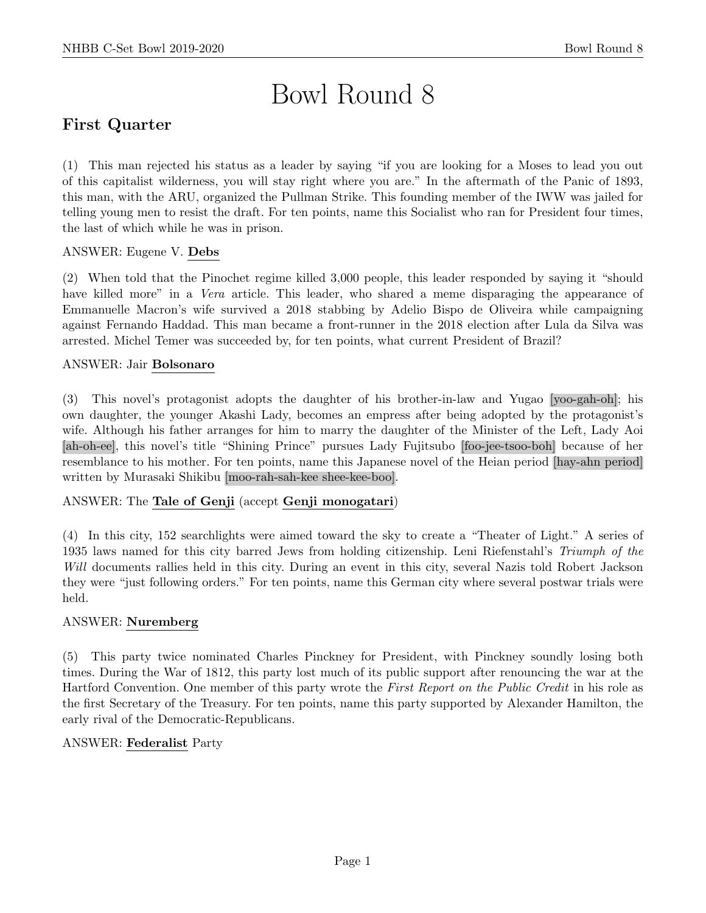# Bowl Round 8

## First Quarter

(1) This man rejected his status as a leader by saying "if you are looking for a Moses to lead you out of this capitalist wilderness, you will stay right where you are." In the aftermath of the Panic of 1893, this man, with the ARU, organized the Pullman Strike. This founding member of the IWW was jailed for telling young men to resist the draft. For ten points, name this Socialist who ran for President four times, the last of which while he was in prison.

ANSWER: Eugene V. **Debs**

(2) When told that the Pinochet regime killed 3,000 people, this leader responded by saying it "should have killed more" in a *Vera* article. This leader, who shared a meme disparaging the appearance of Emmanuelle Macron's wife survived a 2018 stabbing by Adelio Bispo de Oliveira while campaigning against Fernando Haddad. This man became a front-runner in the 2018 election after Lula da Silva was arrested. Michel Temer was succeeded by, for ten points, what current President of Brazil?

ANSWER: Jair **Bolsonaro**

(3) This novel's protagonist adopts the daughter of his brother-in-law and Yugao [yoo-gah-oh]; his own daughter, the younger Akashi Lady, becomes an empress after being adopted by the protagonist's wife. Although his father arranges for him to marry the daughter of the Minister of the Left, Lady Aoi [ah-oh-ee], this novel's title "Shining Prince" pursues Lady Fujitsubo [foo-jee-tsoo-boh] because of her resemblance to his mother. For ten points, name this Japanese novel of the Heian period [hay-ahn period] written by Murasaki Shikibu [moo-rah-sah-kee shee-kee-boo].

ANSWER: The **Tale of Genji** (accept **Genji monogatari**)

(4) In this city, 152 searchlights were aimed toward the sky to create a "Theater of Light." A series of 1935 laws named for this city barred Jews from holding citizenship. Leni Riefenstahl's *Triumph of the Will* documents rallies held in this city. During an event in this city, several Nazis told Robert Jackson they were "just following orders." For ten points, name this German city where several postwar trials were held.

ANSWER: **Nuremberg**

(5) This party twice nominated Charles Pinckney for President, with Pinckney soundly losing both times. During the War of 1812, this party lost much of its public support after renouncing the war at the Hartford Convention. One member of this party wrote the *First Report on the Public Credit* in his role as the first Secretary of the Treasury. For ten points, name this party supported by Alexander Hamilton, the early rival of the Democratic-Republicans.

ANSWER: **Federalist** Party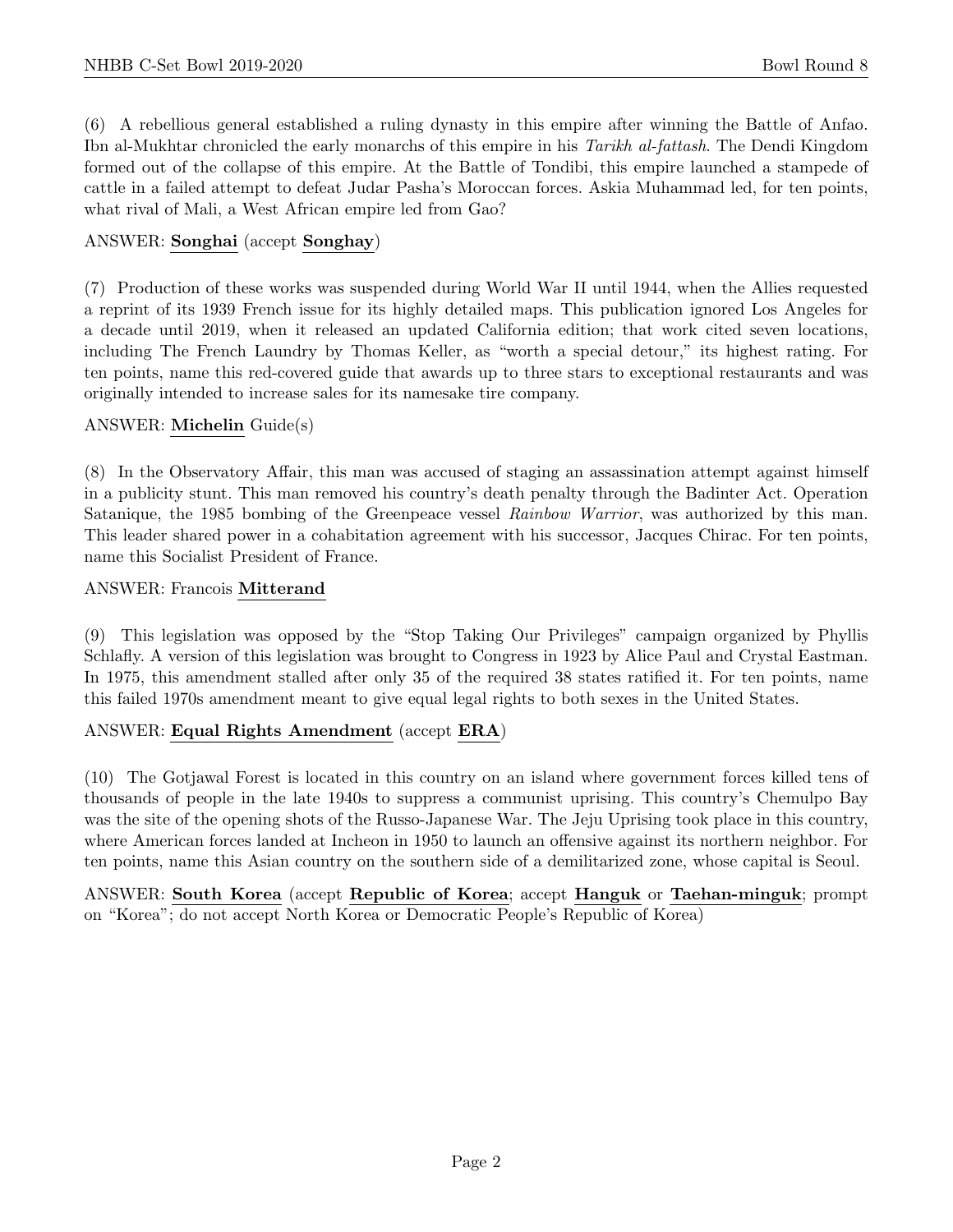(6) A rebellious general established a ruling dynasty in this empire after winning the Battle of Anfao. Ibn al-Mukhtar chronicled the early monarchs of this empire in his *Tarikh al-fattash*. The Dendi Kingdom formed out of the collapse of this empire. At the Battle of Tondibi, this empire launched a stampede of cattle in a failed attempt to defeat Judar Pasha's Moroccan forces. Askia Muhammad led, for ten points, what rival of Mali, a West African empire led from Gao?

ANSWER: **Songhai** (accept **Songhay**)

(7) Production of these works was suspended during World War II until 1944, when the Allies requested a reprint of its 1939 French issue for its highly detailed maps. This publication ignored Los Angeles for a decade until 2019, when it released an updated California edition; that work cited seven locations, including The French Laundry by Thomas Keller, as "worth a special detour," its highest rating. For ten points, name this red-covered guide that awards up to three stars to exceptional restaurants and was originally intended to increase sales for its namesake tire company.

ANSWER: **Michelin** Guide(s)

(8) In the Observatory Affair, this man was accused of staging an assassination attempt against himself in a publicity stunt. This man removed his country's death penalty through the Badinter Act. Operation Satanique, the 1985 bombing of the Greenpeace vessel *Rainbow Warrior*, was authorized by this man. This leader shared power in a cohabitation agreement with his successor, Jacques Chirac. For ten points, name this Socialist President of France.

ANSWER: Francois **Mitterand**

(9) This legislation was opposed by the "Stop Taking Our Privileges" campaign organized by Phyllis Schlafly. A version of this legislation was brought to Congress in 1923 by Alice Paul and Crystal Eastman. In 1975, this amendment stalled after only 35 of the required 38 states ratified it. For ten points, name this failed 1970s amendment meant to give equal legal rights to both sexes in the United States.

ANSWER: **Equal Rights Amendment** (accept **ERA**)

(10) The Gotjawal Forest is located in this country on an island where government forces killed tens of thousands of people in the late 1940s to suppress a communist uprising. This country's Chemulpo Bay was the site of the opening shots of the Russo-Japanese War. The Jeju Uprising took place in this country, where American forces landed at Incheon in 1950 to launch an offensive against its northern neighbor. For ten points, name this Asian country on the southern side of a demilitarized zone, whose capital is Seoul.

ANSWER: **South Korea** (accept **Republic of Korea**; accept **Hanguk** or **Taehan-minguk**; prompt on "Korea"; do not accept North Korea or Democratic People's Republic of Korea)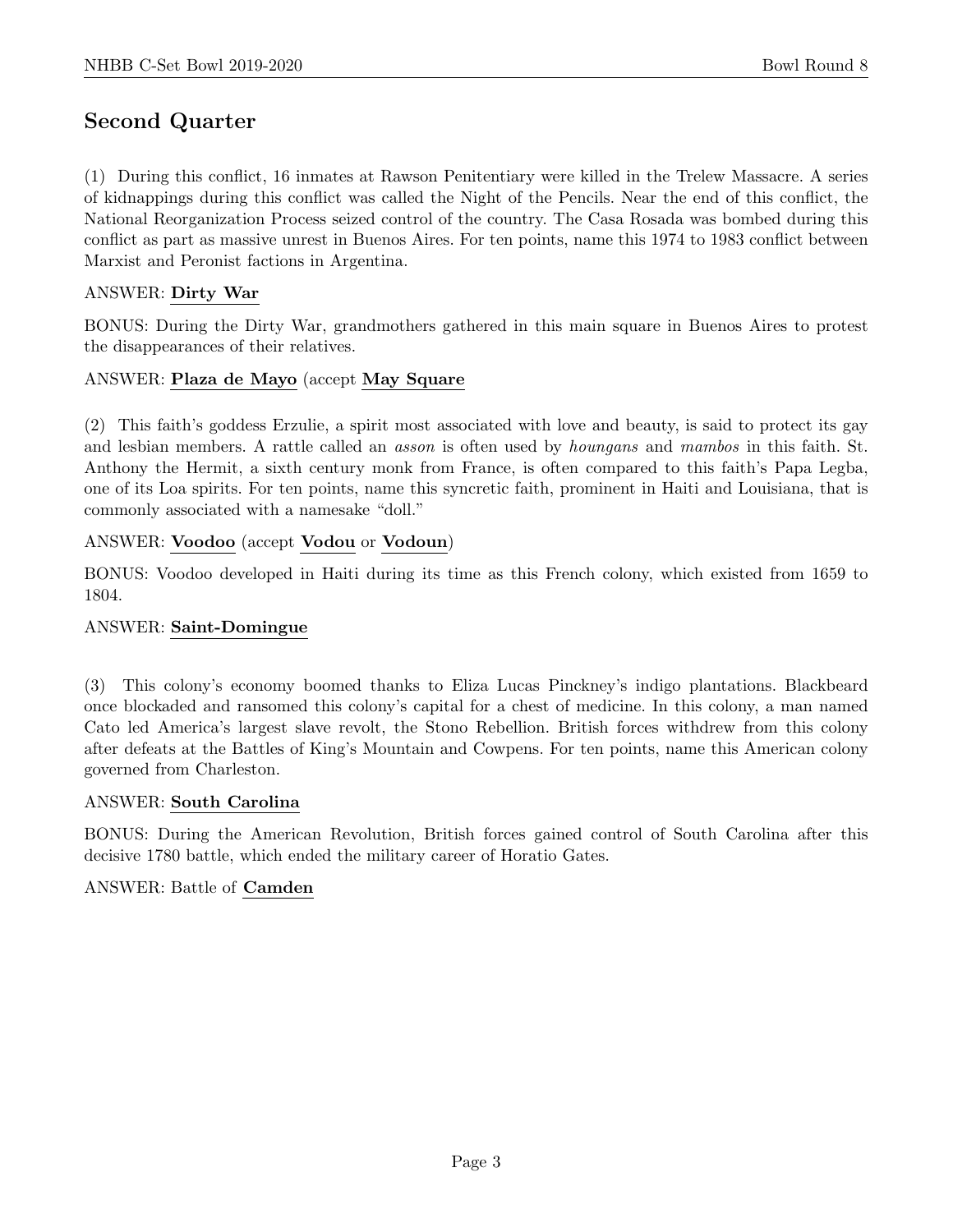## Second Quarter

(1) During this conflict, 16 inmates at Rawson Penitentiary were killed in the Trelew Massacre. A series of kidnappings during this conflict was called the Night of the Pencils. Near the end of this conflict, the National Reorganization Process seized control of the country. The Casa Rosada was bombed during this conflict as part as massive unrest in Buenos Aires. For ten points, name this 1974 to 1983 conflict between Marxist and Peronist factions in Argentina.

ANSWER: **Dirty War**

BONUS: During the Dirty War, grandmothers gathered in this main square in Buenos Aires to protest the disappearances of their relatives.

ANSWER: **Plaza de Mayo** (accept **May Square**

(2) This faith's goddess Erzulie, a spirit most associated with love and beauty, is said to protect its gay and lesbian members. A rattle called an *asson* is often used by *houngans* and *mambos* in this faith. St. Anthony the Hermit, a sixth century monk from France, is often compared to this faith's Papa Legba, one of its Loa spirits. For ten points, name this syncretic faith, prominent in Haiti and Louisiana, that is commonly associated with a namesake "doll."

ANSWER: **Voodoo** (accept **Vodou** or **Vodoun**)

BONUS: Voodoo developed in Haiti during its time as this French colony, which existed from 1659 to 1804.

ANSWER: **Saint-Domingue**

(3) This colony's economy boomed thanks to Eliza Lucas Pinckney's indigo plantations. Blackbeard once blockaded and ransomed this colony's capital for a chest of medicine. In this colony, a man named Cato led America's largest slave revolt, the Stono Rebellion. British forces withdrew from this colony after defeats at the Battles of King's Mountain and Cowpens. For ten points, name this American colony governed from Charleston.

ANSWER: **South Carolina**

BONUS: During the American Revolution, British forces gained control of South Carolina after this decisive 1780 battle, which ended the military career of Horatio Gates.

ANSWER: Battle of **Camden**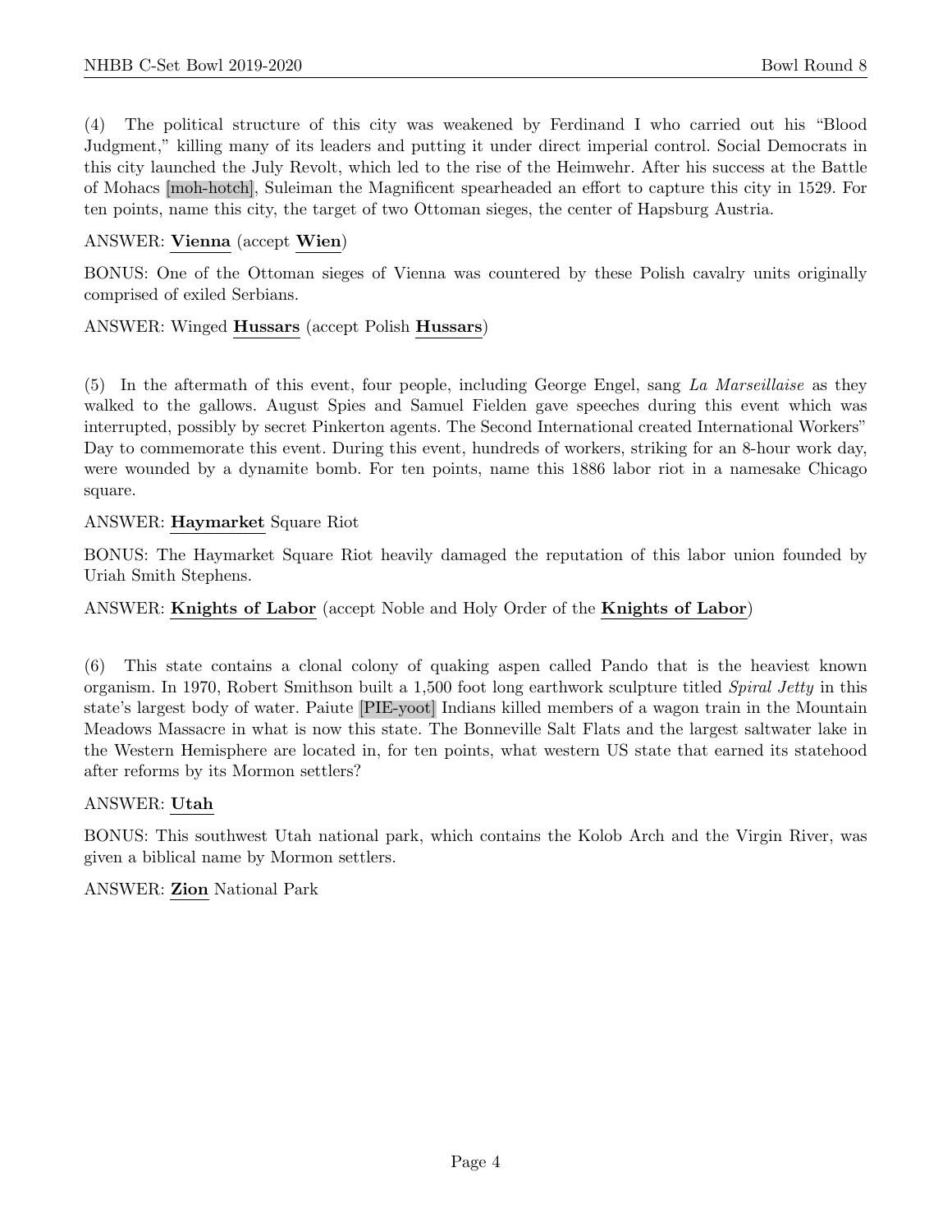(4) The political structure of this city was weakened by Ferdinand I who carried out his "Blood Judgment," killing many of its leaders and putting it under direct imperial control. Social Democrats in this city launched the July Revolt, which led to the rise of the Heimwehr. After his success at the Battle of Mohacs [moh-hotch], Suleiman the Magnificent spearheaded an effort to capture this city in 1529. For ten points, name this city, the target of two Ottoman sieges, the center of Hapsburg Austria.

ANSWER: **Vienna** (accept **Wien**)

BONUS: One of the Ottoman sieges of Vienna was countered by these Polish cavalry units originally comprised of exiled Serbians.

ANSWER: Winged **Hussars** (accept Polish **Hussars**)

(5) In the aftermath of this event, four people, including George Engel, sang *La Marseillaise* as they walked to the gallows. August Spies and Samuel Fielden gave speeches during this event which was interrupted, possibly by secret Pinkerton agents. The Second International created International Workers" Day to commemorate this event. During this event, hundreds of workers, striking for an 8-hour work day, were wounded by a dynamite bomb. For ten points, name this 1886 labor riot in a namesake Chicago square.

ANSWER: **Haymarket** Square Riot

BONUS: The Haymarket Square Riot heavily damaged the reputation of this labor union founded by Uriah Smith Stephens.

ANSWER: **Knights of Labor** (accept Noble and Holy Order of the **Knights of Labor**)

(6) This state contains a clonal colony of quaking aspen called Pando that is the heaviest known organism. In 1970, Robert Smithson built a 1,500 foot long earthwork sculpture titled *Spiral Jetty* in this state's largest body of water. Paiute [PIE-yoot] Indians killed members of a wagon train in the Mountain Meadows Massacre in what is now this state. The Bonneville Salt Flats and the largest saltwater lake in the Western Hemisphere are located in, for ten points, what western US state that earned its statehood after reforms by its Mormon settlers?

ANSWER: **Utah**

BONUS: This southwest Utah national park, which contains the Kolob Arch and the Virgin River, was given a biblical name by Mormon settlers.

ANSWER: **Zion** National Park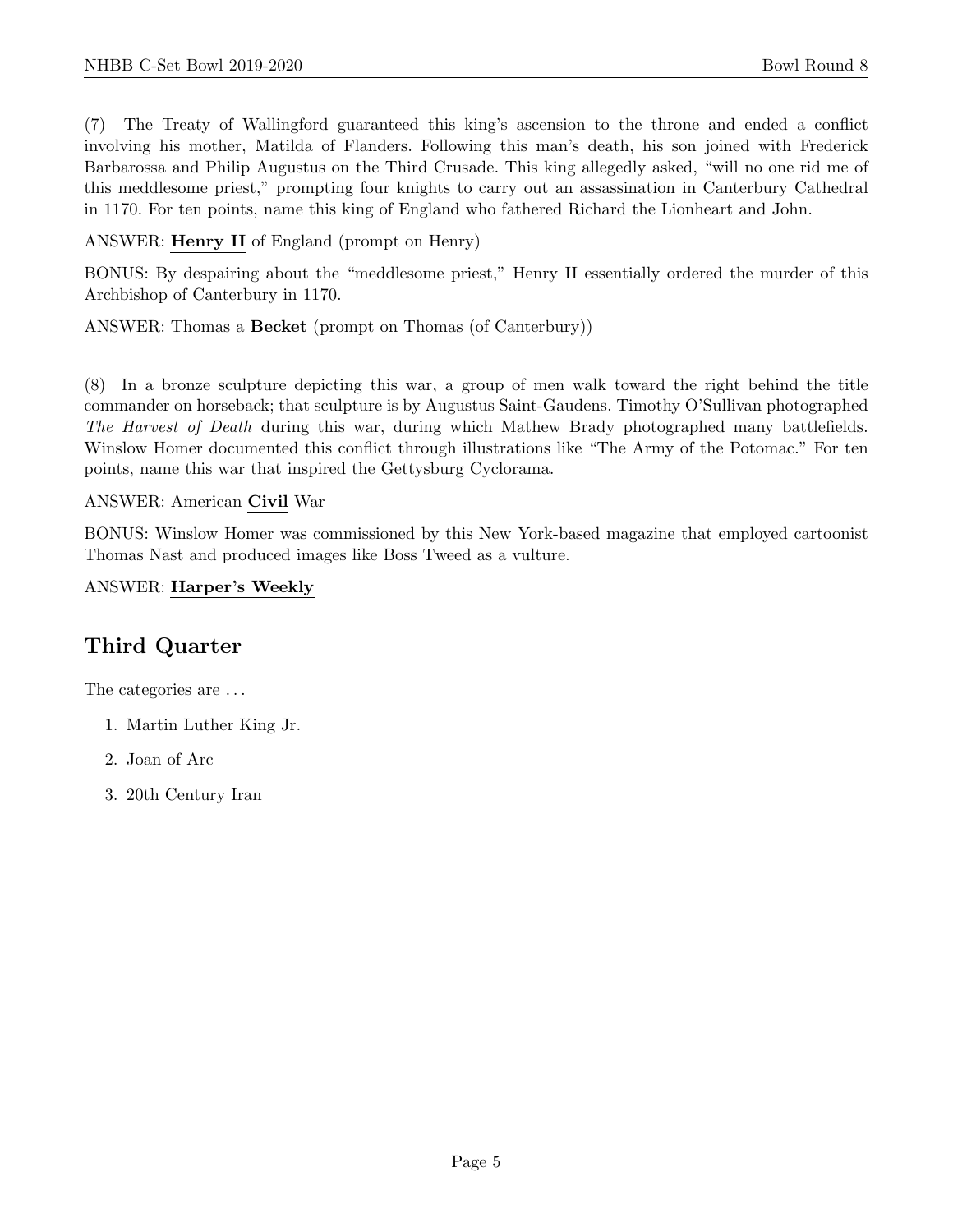(7) The Treaty of Wallingford guaranteed this king's ascension to the throne and ended a conflict involving his mother, Matilda of Flanders. Following this man's death, his son joined with Frederick Barbarossa and Philip Augustus on the Third Crusade. This king allegedly asked, "will no one rid me of this meddlesome priest," prompting four knights to carry out an assassination in Canterbury Cathedral in 1170. For ten points, name this king of England who fathered Richard the Lionheart and John.

ANSWER: **Henry II** of England (prompt on Henry)

BONUS: By despairing about the "meddlesome priest," Henry II essentially ordered the murder of this Archbishop of Canterbury in 1170.

ANSWER: Thomas a **Becket** (prompt on Thomas (of Canterbury))

(8) In a bronze sculpture depicting this war, a group of men walk toward the right behind the title commander on horseback; that sculpture is by Augustus Saint-Gaudens. Timothy O'Sullivan photographed *The Harvest of Death* during this war, during which Mathew Brady photographed many battlefields. Winslow Homer documented this conflict through illustrations like "The Army of the Potomac." For ten points, name this war that inspired the Gettysburg Cyclorama.

ANSWER: American **Civil** War

BONUS: Winslow Homer was commissioned by this New York-based magazine that employed cartoonist Thomas Nast and produced images like Boss Tweed as a vulture.

ANSWER: **Harper's Weekly**

## Third Quarter

The categories are . . .

1. Martin Luther King Jr.
2. Joan of Arc
3. 20th Century Iran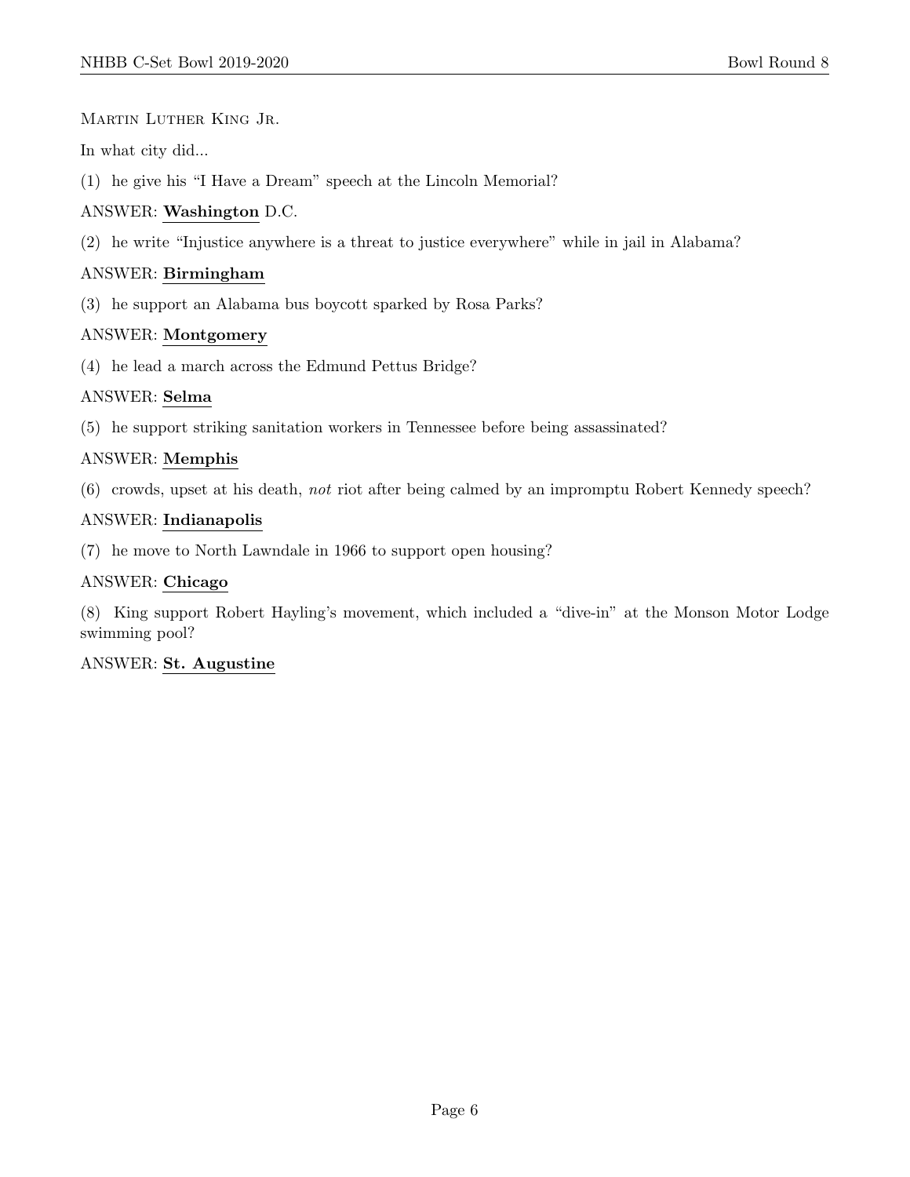Martin Luther King Jr.

In what city did...

(1) he give his “I Have a Dream” speech at the Lincoln Memorial?

ANSWER: **Washington** D.C.

(2) he write “Injustice anywhere is a threat to justice everywhere” while in jail in Alabama?

ANSWER: **Birmingham**

(3) he support an Alabama bus boycott sparked by Rosa Parks?

ANSWER: **Montgomery**

(4) he lead a march across the Edmund Pettus Bridge?

ANSWER: **Selma**

(5) he support striking sanitation workers in Tennessee before being assassinated?

ANSWER: **Memphis**

(6) crowds, upset at his death, *not* riot after being calmed by an impromptu Robert Kennedy speech?

ANSWER: **Indianapolis**

(7) he move to North Lawndale in 1966 to support open housing?

ANSWER: **Chicago**

(8) King support Robert Hayling’s movement, which included a “dive-in” at the Monson Motor Lodge swimming pool?

ANSWER: **St. Augustine**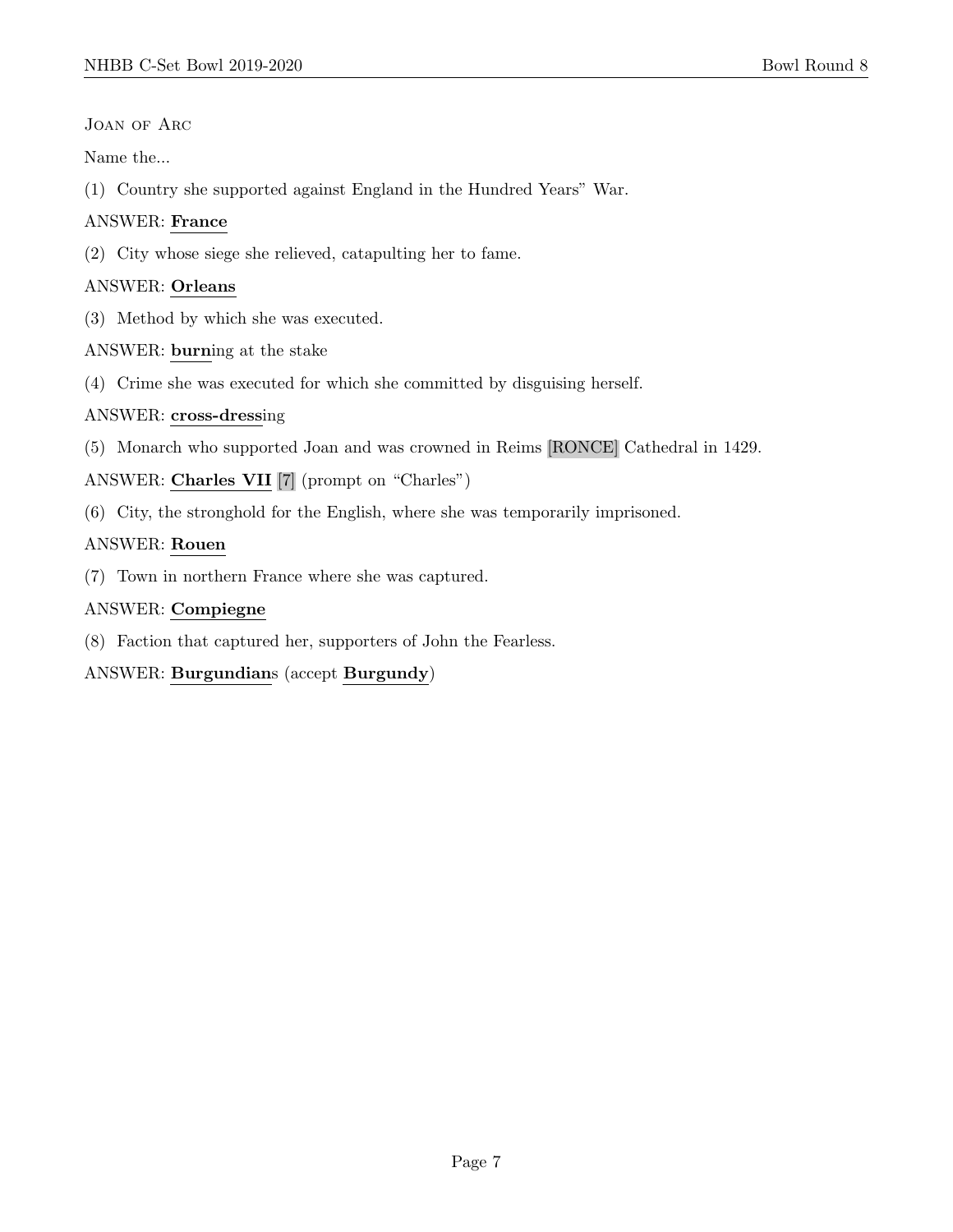Joan of Arc

Name the...

(1) Country she supported against England in the Hundred Years" War.

ANSWER: **France**

(2) City whose siege she relieved, catapulting her to fame.

ANSWER: **Orleans**

(3) Method by which she was executed.

ANSWER: **burn**ing at the stake

(4) Crime she was executed for which she committed by disguising herself.

ANSWER: **cross-dress**ing

(5) Monarch who supported Joan and was crowned in Reims [RONCE] Cathedral in 1429.

ANSWER: **Charles VII** [7] (prompt on "Charles")

(6) City, the stronghold for the English, where she was temporarily imprisoned.

ANSWER: **Rouen**

(7) Town in northern France where she was captured.

ANSWER: **Compiegne**

(8) Faction that captured her, supporters of John the Fearless.

ANSWER: **Burgundian**s (accept **Burgundy**)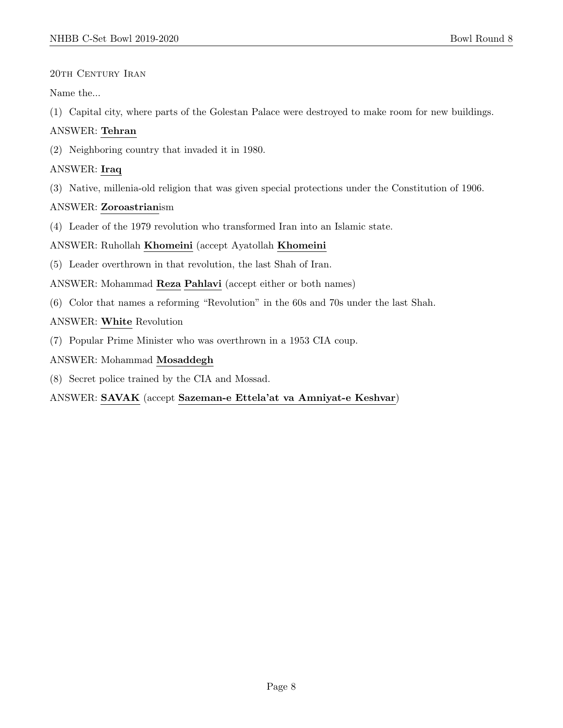## 20th Century Iran

Name the...

(1) Capital city, where parts of the Golestan Palace were destroyed to make room for new buildings.

ANSWER: **Tehran**

(2) Neighboring country that invaded it in 1980.

ANSWER: **Iraq**

(3) Native, millenia-old religion that was given special protections under the Constitution of 1906.

ANSWER: **Zoroastrian**ism

(4) Leader of the 1979 revolution who transformed Iran into an Islamic state.

ANSWER: Ruhollah **Khomeini** (accept Ayatollah **Khomeini**

(5) Leader overthrown in that revolution, the last Shah of Iran.

ANSWER: Mohammad **Reza** **Pahlavi** (accept either or both names)

(6) Color that names a reforming "Revolution" in the 60s and 70s under the last Shah.

ANSWER: **White** Revolution

(7) Popular Prime Minister who was overthrown in a 1953 CIA coup.

ANSWER: Mohammad **Mosaddegh**

(8) Secret police trained by the CIA and Mossad.

ANSWER: **SAVAK** (accept **Sazeman-e Ettela'at va Amniyat-e Keshvar**)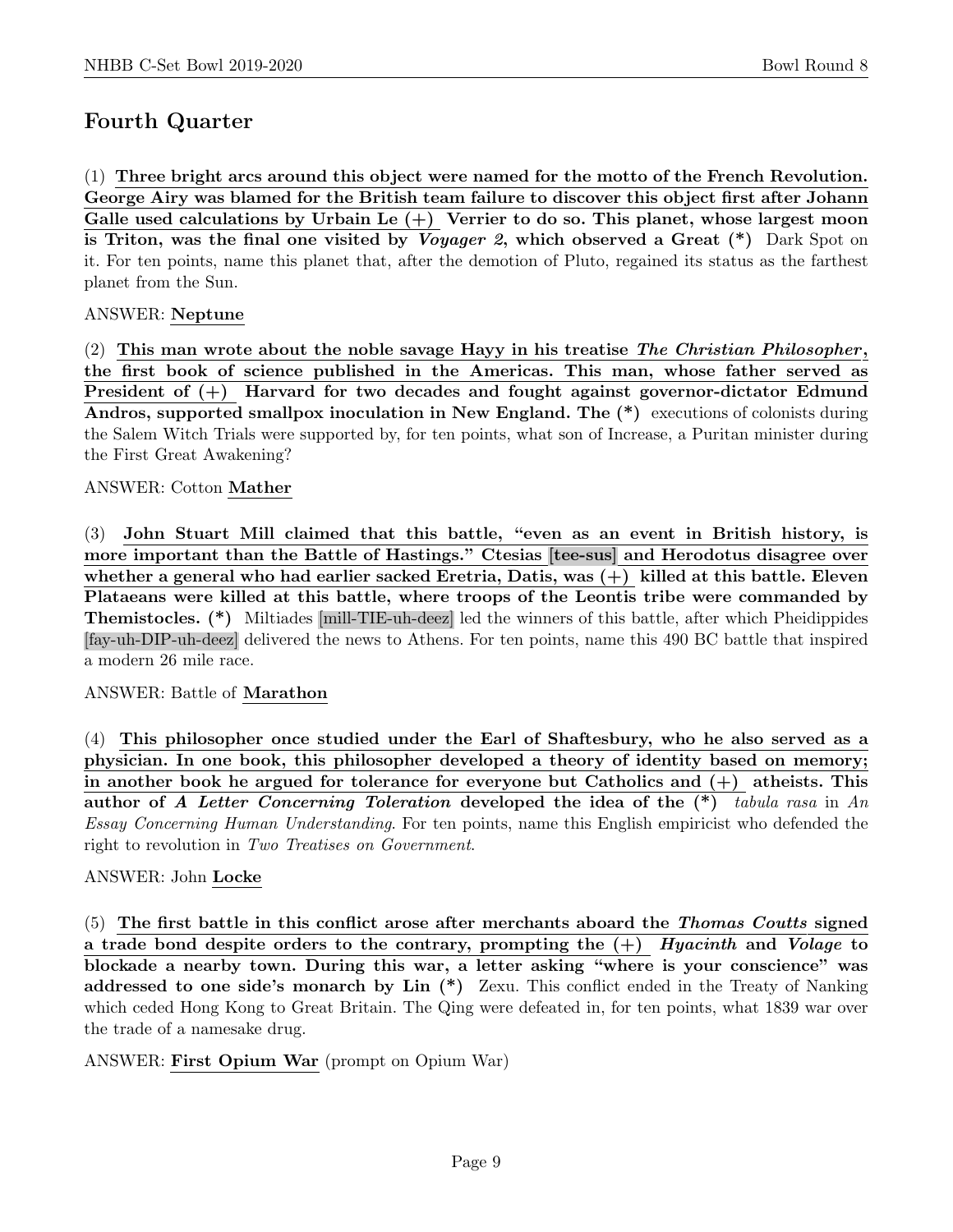## Fourth Quarter

(1) **Three bright arcs around this object were named for the motto of the French Revolution. George Airy was blamed for the British team failure to discover this object first after Johann Galle used calculations by Urbain Le (+) Verrier to do so. This planet, whose largest moon is Triton, was the final one visited by *Voyager 2*, which observed a Great (*)** Dark Spot on it. For ten points, name this planet that, after the demotion of Pluto, regained its status as the farthest planet from the Sun.

ANSWER: **Neptune**

(2) **This man wrote about the noble savage Hayy in his treatise *The Christian Philosopher*, the first book of science published in the Americas. This man, whose father served as President of (+) Harvard for two decades and fought against governor-dictator Edmund Andros, supported smallpox inoculation in New England. The (*)** executions of colonists during the Salem Witch Trials were supported by, for ten points, what son of Increase, a Puritan minister during the First Great Awakening?

ANSWER: Cotton **Mather**

(3) **John Stuart Mill claimed that this battle, "even as an event in British history, is more important than the Battle of Hastings." Ctesias [tee-sus] and Herodotus disagree over whether a general who had earlier sacked Eretria, Datis, was (+) killed at this battle. Eleven Plataeans were killed at this battle, where troops of the Leontis tribe were commanded by Themistocles. (*)** Miltiades [mill-TIE-uh-deez] led the winners of this battle, after which Pheidippides [fay-uh-DIP-uh-deez] delivered the news to Athens. For ten points, name this 490 BC battle that inspired a modern 26 mile race.

ANSWER: Battle of **Marathon**

(4) **This philosopher once studied under the Earl of Shaftesbury, who he also served as a physician. In one book, this philosopher developed a theory of identity based on memory; in another book he argued for tolerance for everyone but Catholics and (+) atheists. This author of *A Letter Concerning Toleration* developed the idea of the (*)** *tabula rasa* in *An Essay Concerning Human Understanding*. For ten points, name this English empiricist who defended the right to revolution in *Two Treatises on Government*.

ANSWER: John **Locke**

(5) **The first battle in this conflict arose after merchants aboard the *Thomas Coutts* signed a trade bond despite orders to the contrary, prompting the (+) *Hyacinth* and *Volage* to blockade a nearby town. During this war, a letter asking "where is your conscience" was addressed to one side's monarch by Lin (*)** Zexu. This conflict ended in the Treaty of Nanking which ceded Hong Kong to Great Britain. The Qing were defeated in, for ten points, what 1839 war over the trade of a namesake drug.

ANSWER: **First Opium War** (prompt on Opium War)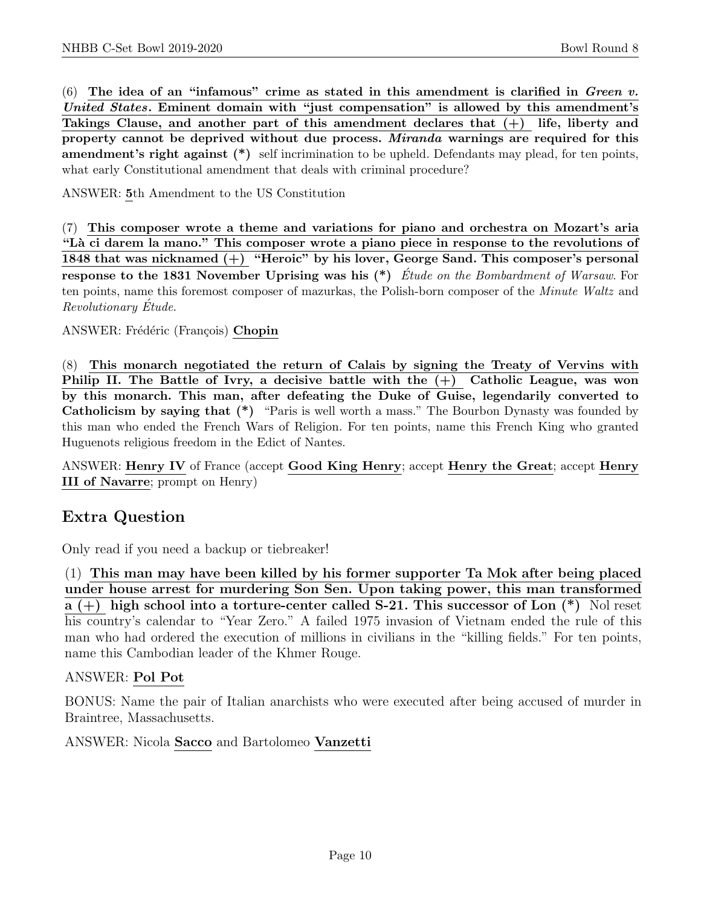(6) **The idea of an "infamous" crime as stated in this amendment is clarified in *Green v. United States*. Eminent domain with "just compensation" is allowed by this amendment's Takings Clause, and another part of this amendment declares that (+) life, liberty and property cannot be deprived without due process. *Miranda* warnings are required for this amendment's right against (*)** self incrimination to be upheld. Defendants may plead, for ten points, what early Constitutional amendment that deals with criminal procedure?

ANSWER: **5**th Amendment to the US Constitution

(7) **This composer wrote a theme and variations for piano and orchestra on Mozart's aria "Là ci darem la mano." This composer wrote a piano piece in response to the revolutions of 1848 that was nicknamed (+) "Heroic" by his lover, George Sand. This composer's personal response to the 1831 November Uprising was his (*)** *Étude on the Bombardment of Warsaw*. For ten points, name this foremost composer of mazurkas, the Polish-born composer of the *Minute Waltz* and *Revolutionary Étude*.

ANSWER: Frédéric (François) **Chopin**

(8) **This monarch negotiated the return of Calais by signing the Treaty of Vervins with Philip II. The Battle of Ivry, a decisive battle with the (+) Catholic League, was won by this monarch. This man, after defeating the Duke of Guise, legendarily converted to Catholicism by saying that (*)** "Paris is well worth a mass." The Bourbon Dynasty was founded by this man who ended the French Wars of Religion. For ten points, name this French King who granted Huguenots religious freedom in the Edict of Nantes.

ANSWER: **Henry IV** of France (accept **Good King Henry**; accept **Henry the Great**; accept **Henry III of Navarre**; prompt on Henry)

## Extra Question

Only read if you need a backup or tiebreaker!

(1) **This man may have been killed by his former supporter Ta Mok after being placed under house arrest for murdering Son Sen. Upon taking power, this man transformed a (+) high school into a torture-center called S-21. This successor of Lon (*)** Nol reset his country's calendar to "Year Zero." A failed 1975 invasion of Vietnam ended the rule of this man who had ordered the execution of millions in civilians in the "killing fields." For ten points, name this Cambodian leader of the Khmer Rouge.

ANSWER: **Pol Pot**

BONUS: Name the pair of Italian anarchists who were executed after being accused of murder in Braintree, Massachusetts.

ANSWER: Nicola **Sacco** and Bartolomeo **Vanzetti**